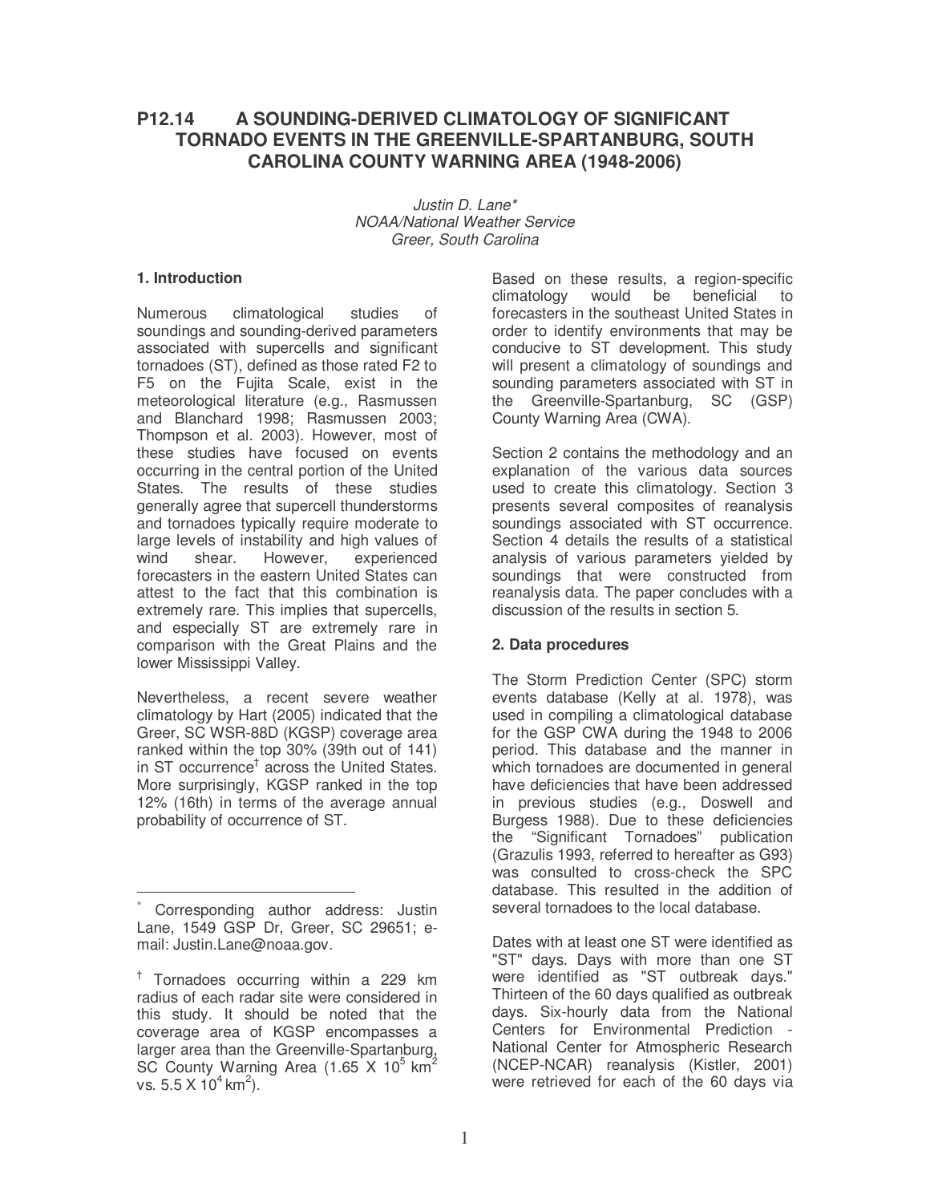# P12.14 A SOUNDING-DERIVED CLIMATOLOGY OF SIGNIFICANT TORNADO EVENTS IN THE GREENVILLE-SPARTANBURG, SOUTH CAROLINA COUNTY WARNING AREA (1948-2006)

*Justin D. Lane\**
*NOAA/National Weather Service*
*Greer, South Carolina*

## 1. Introduction

Numerous climatological studies of soundings and sounding-derived parameters associated with supercells and significant tornadoes (ST), defined as those rated F2 to F5 on the Fujita Scale, exist in the meteorological literature (e.g., Rasmussen and Blanchard 1998; Rasmussen 2003; Thompson et al. 2003). However, most of these studies have focused on events occurring in the central portion of the United States. The results of these studies generally agree that supercell thunderstorms and tornadoes typically require moderate to large levels of instability and high values of wind shear. However, experienced forecasters in the eastern United States can attest to the fact that this combination is extremely rare. This implies that supercells, and especially ST are extremely rare in comparison with the Great Plains and the lower Mississippi Valley.

Nevertheless, a recent severe weather climatology by Hart (2005) indicated that the Greer, SC WSR-88D (KGSP) coverage area ranked within the top 30% (39th out of 141) in ST occurrence[†] across the United States. More surprisingly, KGSP ranked in the top 12% (16th) in terms of the average annual probability of occurrence of ST.

Based on these results, a region-specific climatology would be beneficial to forecasters in the southeast United States in order to identify environments that may be conducive to ST development. This study will present a climatology of soundings and sounding parameters associated with ST in the Greenville-Spartanburg, SC (GSP) County Warning Area (CWA).

Section 2 contains the methodology and an explanation of the various data sources used to create this climatology. Section 3 presents several composites of reanalysis soundings associated with ST occurrence. Section 4 details the results of a statistical analysis of various parameters yielded by soundings that were constructed from reanalysis data. The paper concludes with a discussion of the results in section 5.

## 2. Data procedures

The Storm Prediction Center (SPC) storm events database (Kelly at al. 1978), was used in compiling a climatological database for the GSP CWA during the 1948 to 2006 period. This database and the manner in which tornadoes are documented in general have deficiencies that have been addressed in previous studies (e.g., Doswell and Burgess 1988). Due to these deficiencies the "Significant Tornadoes" publication (Grazulis 1993, referred to hereafter as G93) was consulted to cross-check the SPC database. This resulted in the addition of several tornadoes to the local database.

Dates with at least one ST were identified as "ST" days. Days with more than one ST were identified as "ST outbreak days." Thirteen of the 60 days qualified as outbreak days. Six-hourly data from the National Centers for Environmental Prediction - National Center for Atmospheric Research (NCEP-NCAR) reanalysis (Kistler, 2001) were retrieved for each of the 60 days via

---

\* Corresponding author address: Justin Lane, 1549 GSP Dr, Greer, SC 29651; e-mail: Justin.Lane@noaa.gov.

† Tornadoes occurring within a 229 km radius of each radar site were considered in this study. It should be noted that the coverage area of KGSP encompasses a larger area than the Greenville-Spartanburg, SC County Warning Area ($1.65 \times 10^5$ km$^2$ vs. $5.5 \times 10^4$ km$^2$).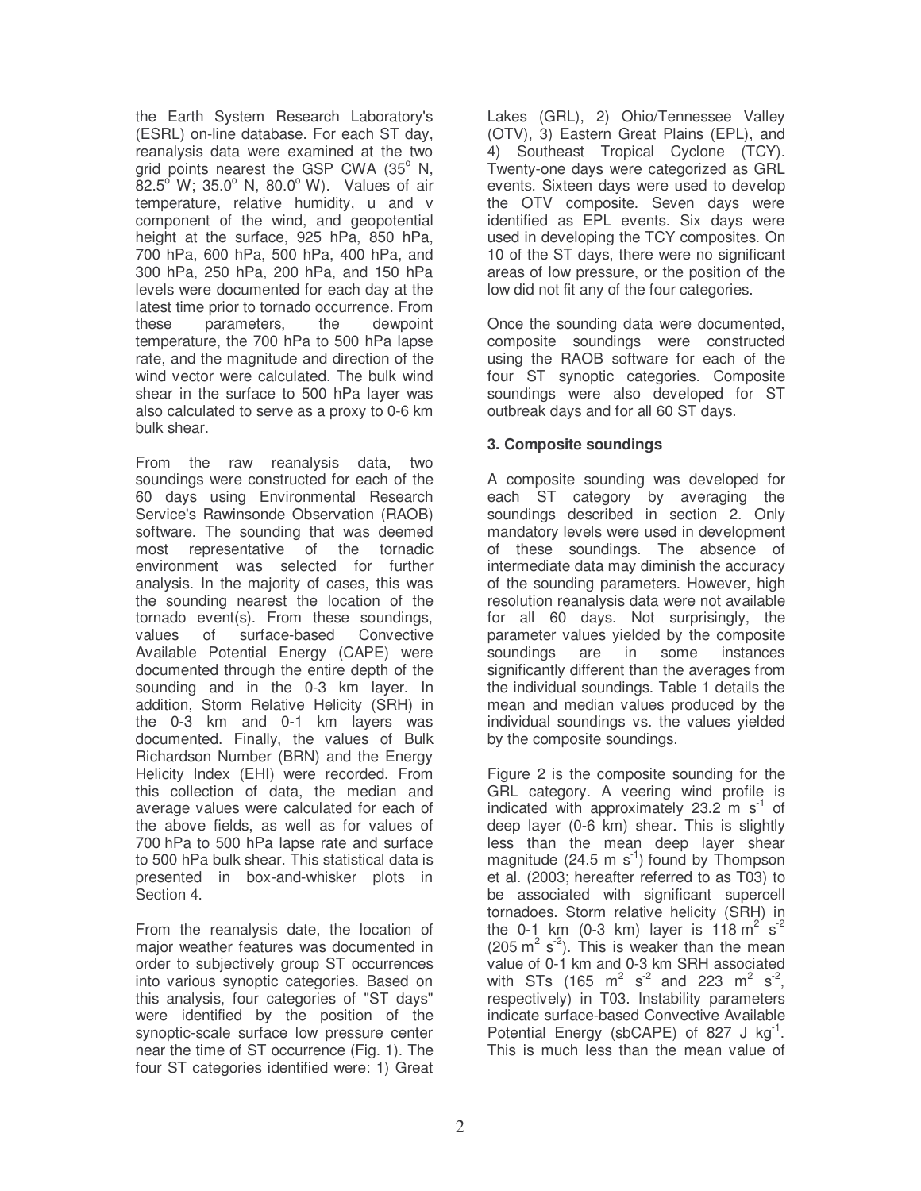the Earth System Research Laboratory's (ESRL) on-line database. For each ST day, reanalysis data were examined at the two grid points nearest the GSP CWA (35° N, 82.5° W; 35.0° N, 80.0° W). Values of air temperature, relative humidity, u and v component of the wind, and geopotential height at the surface, 925 hPa, 850 hPa, 700 hPa, 600 hPa, 500 hPa, 400 hPa, and 300 hPa, 250 hPa, 200 hPa, and 150 hPa levels were documented for each day at the latest time prior to tornado occurrence. From these parameters, the dewpoint temperature, the 700 hPa to 500 hPa lapse rate, and the magnitude and direction of the wind vector were calculated. The bulk wind shear in the surface to 500 hPa layer was also calculated to serve as a proxy to 0-6 km bulk shear.

From the raw reanalysis data, two soundings were constructed for each of the 60 days using Environmental Research Service's Rawinsonde Observation (RAOB) software. The sounding that was deemed most representative of the tornadic environment was selected for further analysis. In the majority of cases, this was the sounding nearest the location of the tornado event(s). From these soundings, values of surface-based Convective Available Potential Energy (CAPE) were documented through the entire depth of the sounding and in the 0-3 km layer. In addition, Storm Relative Helicity (SRH) in the 0-3 km and 0-1 km layers was documented. Finally, the values of Bulk Richardson Number (BRN) and the Energy Helicity Index (EHI) were recorded. From this collection of data, the median and average values were calculated for each of the above fields, as well as for values of 700 hPa to 500 hPa lapse rate and surface to 500 hPa bulk shear. This statistical data is presented in box-and-whisker plots in Section 4.

From the reanalysis date, the location of major weather features was documented in order to subjectively group ST occurrences into various synoptic categories. Based on this analysis, four categories of "ST days" were identified by the position of the synoptic-scale surface low pressure center near the time of ST occurrence (Fig. 1). The four ST categories identified were: 1) Great Lakes (GRL), 2) Ohio/Tennessee Valley (OTV), 3) Eastern Great Plains (EPL), and 4) Southeast Tropical Cyclone (TCY). Twenty-one days were categorized as GRL events. Sixteen days were used to develop the OTV composite. Seven days were identified as EPL events. Six days were used in developing the TCY composites. On 10 of the ST days, there were no significant areas of low pressure, or the position of the low did not fit any of the four categories.

Once the sounding data were documented, composite soundings were constructed using the RAOB software for each of the four ST synoptic categories. Composite soundings were also developed for ST outbreak days and for all 60 ST days.

## 3. Composite soundings

A composite sounding was developed for each ST category by averaging the soundings described in section 2. Only mandatory levels were used in development of these soundings. The absence of intermediate data may diminish the accuracy of the sounding parameters. However, high resolution reanalysis data were not available for all 60 days. Not surprisingly, the parameter values yielded by the composite soundings are in some instances significantly different than the averages from the individual soundings. Table 1 details the mean and median values produced by the individual soundings vs. the values yielded by the composite soundings.

Figure 2 is the composite sounding for the GRL category. A veering wind profile is indicated with approximately 23.2 m $s^{-1}$ of deep layer (0-6 km) shear. This is slightly less than the mean deep layer shear magnitude (24.5 m $s^{-1}$) found by Thompson et al. (2003; hereafter referred to as T03) to be associated with significant supercell tornadoes. Storm relative helicity (SRH) in the 0-1 km (0-3 km) layer is 118 $m^2$ $s^{-2}$ (205 $m^2$ $s^{-2}$). This is weaker than the mean value of 0-1 km and 0-3 km SRH associated with STs (165 $m^2$ $s^{-2}$ and 223 $m^2$ $s^{-2}$, respectively) in T03. Instability parameters indicate surface-based Convective Available Potential Energy (sbCAPE) of 827 J $kg^{-1}$. This is much less than the mean value of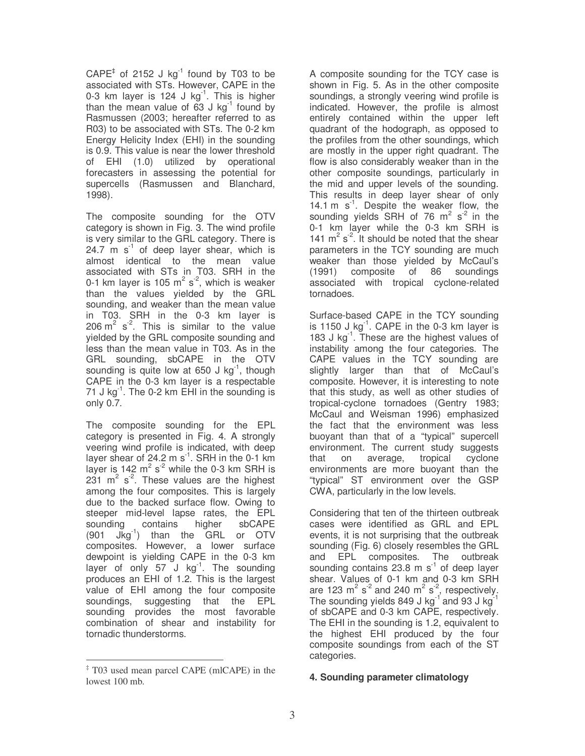CAPE‡ of 2152 J $kg^{-1}$ found by T03 to be associated with STs. However, CAPE in the 0-3 km layer is 124 J $kg^{-1}$. This is higher than the mean value of 63 J $kg^{-1}$ found by Rasmussen (2003; hereafter referred to as R03) to be associated with STs. The 0-2 km Energy Helicity Index (EHI) in the sounding is 0.9. This value is near the lower threshold of EHI (1.0) utilized by operational forecasters in assessing the potential for supercells (Rasmussen and Blanchard, 1998).

The composite sounding for the OTV category is shown in Fig. 3. The wind profile is very similar to the GRL category. There is 24.7 m $s^{-1}$ of deep layer shear, which is almost identical to the mean value associated with STs in T03. SRH in the 0-1 km layer is 105 $m^2$ $s^{-2}$, which is weaker than the values yielded by the GRL sounding, and weaker than the mean value in T03. SRH in the 0-3 km layer is 206 $m^2$ $s^{-2}$. This is similar to the value yielded by the GRL composite sounding and less than the mean value in T03. As in the GRL sounding, sbCAPE in the OTV sounding is quite low at 650 J $kg^{-1}$, though CAPE in the 0-3 km layer is a respectable 71 J $kg^{-1}$. The 0-2 km EHI in the sounding is only 0.7.

The composite sounding for the EPL category is presented in Fig. 4. A strongly veering wind profile is indicated, with deep layer shear of 24.2 m $s^{-1}$. SRH in the 0-1 km layer is 142 $m^2$ $s^{-2}$ while the 0-3 km SRH is 231 $m^2$ $s^{-2}$. These values are the highest among the four composites. This is largely due to the backed surface flow. Owing to steeper mid-level lapse rates, the EPL sounding contains higher sbCAPE (901 J$kg^{-1}$) than the GRL or OTV composites. However, a lower surface dewpoint is yielding CAPE in the 0-3 km layer of only 57 J $kg^{-1}$. The sounding produces an EHI of 1.2. This is the largest value of EHI among the four composite soundings, suggesting that the EPL sounding provides the most favorable combination of shear and instability for tornadic thunderstorms.

‡ T03 used mean parcel CAPE (mlCAPE) in the lowest 100 mb.

A composite sounding for the TCY case is shown in Fig. 5. As in the other composite soundings, a strongly veering wind profile is indicated. However, the profile is almost entirely contained within the upper left quadrant of the hodograph, as opposed to the profiles from the other soundings, which are mostly in the upper right quadrant. The flow is also considerably weaker than in the other composite soundings, particularly in the mid and upper levels of the sounding. This results in deep layer shear of only 14.1 m $s^{-1}$. Despite the weaker flow, the sounding yields SRH of 76 $m^2$ $s^{-2}$ in the 0-1 km layer while the 0-3 km SRH is 141 $m^2$ $s^{-2}$. It should be noted that the shear parameters in the TCY sounding are much weaker than those yielded by McCaul's (1991) composite of 86 soundings associated with tropical cyclone-related tornadoes.

Surface-based CAPE in the TCY sounding is 1150 J $kg^{-1}$. CAPE in the 0-3 km layer is 183 J $kg^{-1}$. These are the highest values of instability among the four categories. The CAPE values in the TCY sounding are slightly larger than that of McCaul's composite. However, it is interesting to note that this study, as well as other studies of tropical-cyclone tornadoes (Gentry 1983; McCaul and Weisman 1996) emphasized the fact that the environment was less buoyant than that of a "typical" supercell environment. The current study suggests that on average, tropical cyclone environments are more buoyant than the "typical" ST environment over the GSP CWA, particularly in the low levels.

Considering that ten of the thirteen outbreak cases were identified as GRL and EPL events, it is not surprising that the outbreak sounding (Fig. 6) closely resembles the GRL and EPL composites. The outbreak sounding contains 23.8 m $s^{-1}$ of deep layer shear. Values of 0-1 km and 0-3 km SRH are 123 $m^2$ $s^{-2}$ and 240 $m^2$ $s^{-2}$, respectively. The sounding yields 849 J $kg^{-1}$ and 93 J $kg^{-1}$ of sbCAPE and 0-3 km CAPE, respectively. The EHI in the sounding is 1.2, equivalent to the highest EHI produced by the four composite soundings from each of the ST categories.

#### 4. Sounding parameter climatology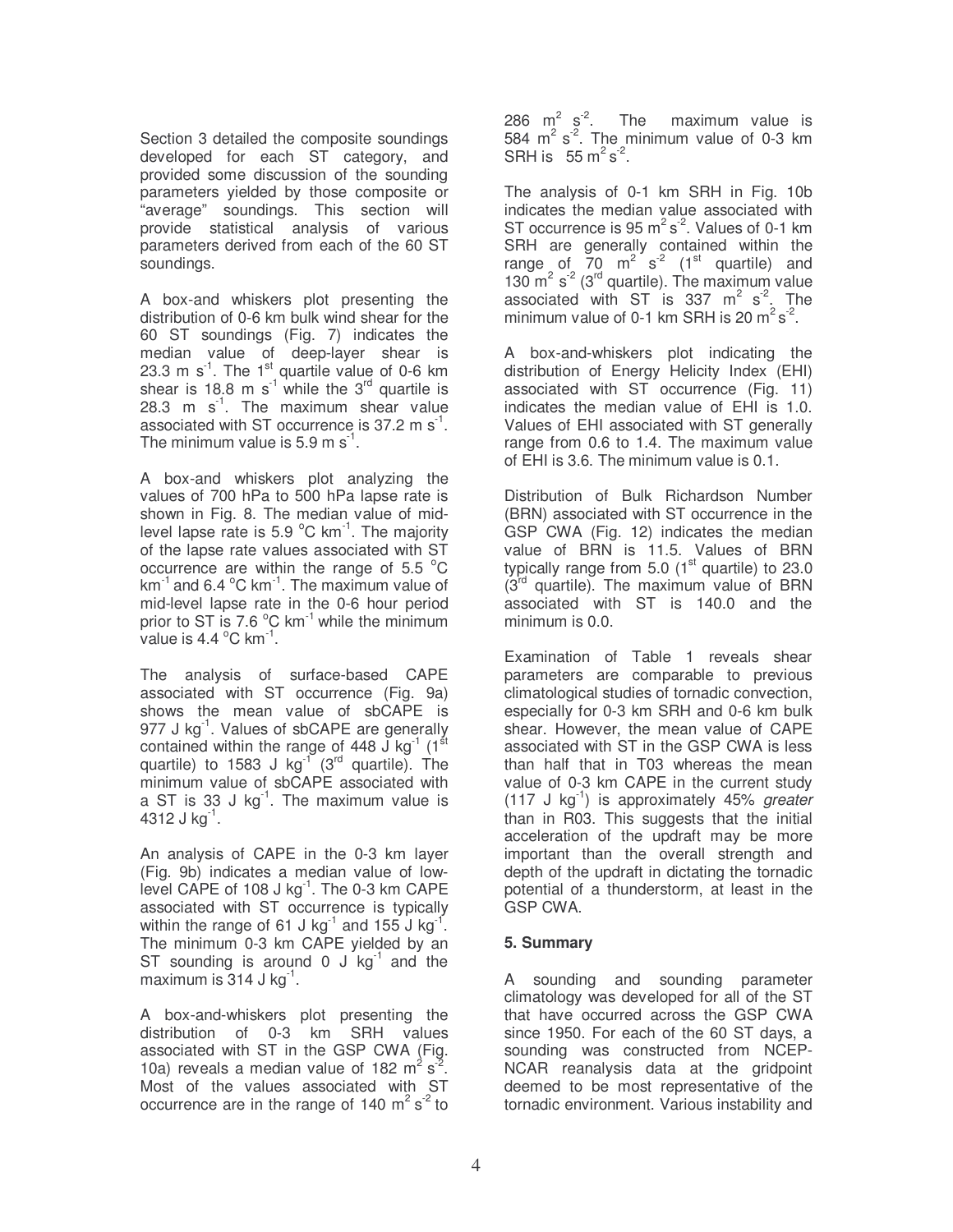Section 3 detailed the composite soundings developed for each ST category, and provided some discussion of the sounding parameters yielded by those composite or "average" soundings. This section will provide statistical analysis of various parameters derived from each of the 60 ST soundings.

A box-and whiskers plot presenting the distribution of 0-6 km bulk wind shear for the 60 ST soundings (Fig. 7) indicates the median value of deep-layer shear is 23.3 m $s^{-1}$. The 1st quartile value of 0-6 km shear is 18.8 m $s^{-1}$ while the 3rd quartile is 28.3 m $s^{-1}$. The maximum shear value associated with ST occurrence is 37.2 m $s^{-1}$. The minimum value is 5.9 m $s^{-1}$.

A box-and whiskers plot analyzing the values of 700 hPa to 500 hPa lapse rate is shown in Fig. 8. The median value of mid-level lapse rate is 5.9 $^{o}$C $km^{-1}$. The majority of the lapse rate values associated with ST occurrence are within the range of 5.5 $^{o}$C $km^{-1}$ and 6.4 $^{o}$C $km^{-1}$. The maximum value of mid-level lapse rate in the 0-6 hour period prior to ST is 7.6 $^{o}$C $km^{-1}$ while the minimum value is 4.4 $^{o}$C $km^{-1}$.

The analysis of surface-based CAPE associated with ST occurrence (Fig. 9a) shows the mean value of sbCAPE is 977 J $kg^{-1}$. Values of sbCAPE are generally contained within the range of 448 J $kg^{-1}$ (1st quartile) to 1583 J $kg^{-1}$ (3rd quartile). The minimum value of sbCAPE associated with a ST is 33 J $kg^{-1}$. The maximum value is 4312 J $kg^{-1}$.

An analysis of CAPE in the 0-3 km layer (Fig. 9b) indicates a median value of low-level CAPE of 108 J $kg^{-1}$. The 0-3 km CAPE associated with ST occurrence is typically within the range of 61 J $kg^{-1}$ and 155 J $kg^{-1}$. The minimum 0-3 km CAPE yielded by an ST sounding is around 0 J $kg^{-1}$ and the maximum is 314 J $kg^{-1}$.

A box-and-whiskers plot presenting the distribution of 0-3 km SRH values associated with ST in the GSP CWA (Fig. 10a) reveals a median value of 182 $m^2 s^{-2}$. Most of the values associated with ST occurrence are in the range of 140 $m^2 s^{-2}$ to 286 $m^2 s^{-2}$. The maximum value is 584 $m^2 s^{-2}$. The minimum value of 0-3 km SRH is 55 $m^2 s^{-2}$.

The analysis of 0-1 km SRH in Fig. 10b indicates the median value associated with ST occurrence is 95 $m^2 s^{-2}$. Values of 0-1 km SRH are generally contained within the range of 70 $m^2 s^{-2}$ (1st quartile) and 130 $m^2 s^{-2}$ (3rd quartile). The maximum value associated with ST is 337 $m^2 s^{-2}$. The minimum value of 0-1 km SRH is 20 $m^2 s^{-2}$.

A box-and-whiskers plot indicating the distribution of Energy Helicity Index (EHI) associated with ST occurrence (Fig. 11) indicates the median value of EHI is 1.0. Values of EHI associated with ST generally range from 0.6 to 1.4. The maximum value of EHI is 3.6. The minimum value is 0.1.

Distribution of Bulk Richardson Number (BRN) associated with ST occurrence in the GSP CWA (Fig. 12) indicates the median value of BRN is 11.5. Values of BRN typically range from 5.0 (1st quartile) to 23.0 (3rd quartile). The maximum value of BRN associated with ST is 140.0 and the minimum is 0.0.

Examination of Table 1 reveals shear parameters are comparable to previous climatological studies of tornadic convection, especially for 0-3 km SRH and 0-6 km bulk shear. However, the mean value of CAPE associated with ST in the GSP CWA is less than half that in T03 whereas the mean value of 0-3 km CAPE in the current study (117 J $kg^{-1}$) is approximately 45% *greater* than in R03. This suggests that the initial acceleration of the updraft may be more important than the overall strength and depth of the updraft in dictating the tornadic potential of a thunderstorm, at least in the GSP CWA.

## 5. Summary

A sounding and sounding parameter climatology was developed for all of the ST that have occurred across the GSP CWA since 1950. For each of the 60 ST days, a sounding was constructed from NCEP-NCAR reanalysis data at the gridpoint deemed to be most representative of the tornadic environment. Various instability and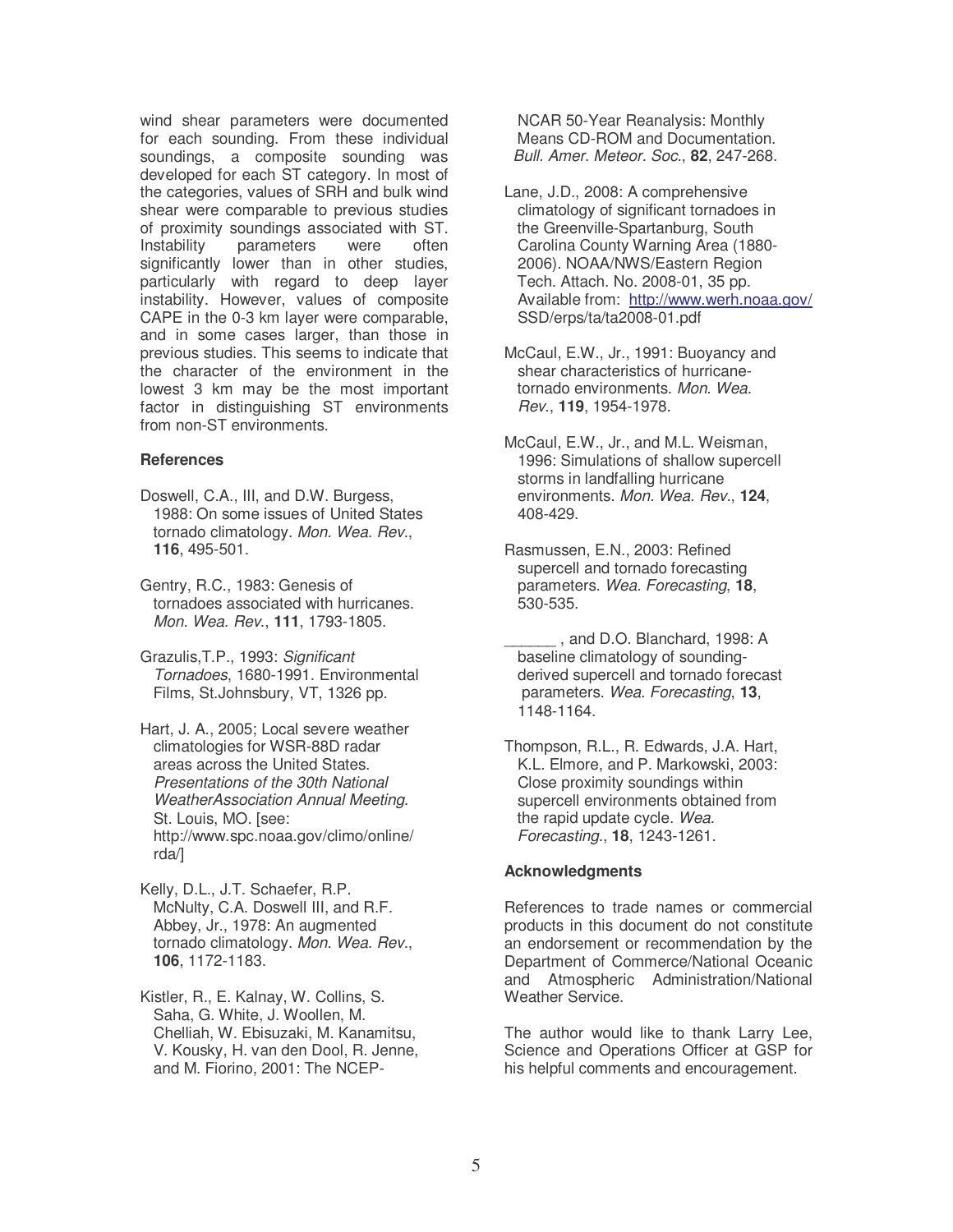wind shear parameters were documented for each sounding. From these individual soundings, a composite sounding was developed for each ST category. In most of the categories, values of SRH and bulk wind shear were comparable to previous studies of proximity soundings associated with ST. Instability parameters were often significantly lower than in other studies, particularly with regard to deep layer instability. However, values of composite CAPE in the 0-3 km layer were comparable, and in some cases larger, than those in previous studies. This seems to indicate that the character of the environment in the lowest 3 km may be the most important factor in distinguishing ST environments from non-ST environments.

### References

Doswell, C.A., III, and D.W. Burgess, 1988: On some issues of United States tornado climatology. *Mon. Wea. Rev.*, **116**, 495-501.

Gentry, R.C., 1983: Genesis of tornadoes associated with hurricanes. *Mon. Wea. Rev.*, **111**, 1793-1805.

Grazulis,T.P., 1993: *Significant Tornadoes*, 1680-1991. Environmental Films, St.Johnsbury, VT, 1326 pp.

Hart, J. A., 2005; Local severe weather climatologies for WSR-88D radar areas across the United States. *Presentations of the 30th National WeatherAssociation Annual Meeting.* St. Louis, MO. [see: http://www.spc.noaa.gov/climo/online/rda/]

Kelly, D.L., J.T. Schaefer, R.P. McNulty, C.A. Doswell III, and R.F. Abbey, Jr., 1978: An augmented tornado climatology. *Mon. Wea. Rev.*, **106**, 1172-1183.

Kistler, R., E. Kalnay, W. Collins, S. Saha, G. White, J. Woollen, M. Chelliah, W. Ebisuzaki, M. Kanamitsu, V. Kousky, H. van den Dool, R. Jenne, and M. Fiorino, 2001: The NCEP-NCAR 50-Year Reanalysis: Monthly Means CD-ROM and Documentation. *Bull. Amer. Meteor. Soc.*, **82**, 247-268.

Lane, J.D., 2008: A comprehensive climatology of significant tornadoes in the Greenville-Spartanburg, South Carolina County Warning Area (1880-2006). NOAA/NWS/Eastern Region Tech. Attach. No. 2008-01, 35 pp. Available from: http://www.werh.noaa.gov/SSD/erps/ta/ta2008-01.pdf

McCaul, E.W., Jr., 1991: Buoyancy and shear characteristics of hurricane-tornado environments. *Mon. Wea. Rev.*, **119**, 1954-1978.

McCaul, E.W., Jr., and M.L. Weisman, 1996: Simulations of shallow supercell storms in landfalling hurricane environments. *Mon. Wea. Rev.*, **124**, 408-429.

Rasmussen, E.N., 2003: Refined supercell and tornado forecasting parameters. *Wea. Forecasting*, **18**, 530-535.

______ , and D.O. Blanchard, 1998: A baseline climatology of sounding-derived supercell and tornado forecast parameters. *Wea. Forecasting*, **13**, 1148-1164.

Thompson, R.L., R. Edwards, J.A. Hart, K.L. Elmore, and P. Markowski, 2003: Close proximity soundings within supercell environments obtained from the rapid update cycle. *Wea. Forecasting.*, **18**, 1243-1261.

### Acknowledgments

References to trade names or commercial products in this document do not constitute an endorsement or recommendation by the Department of Commerce/National Oceanic and Atmospheric Administration/National Weather Service.

The author would like to thank Larry Lee, Science and Operations Officer at GSP for his helpful comments and encouragement.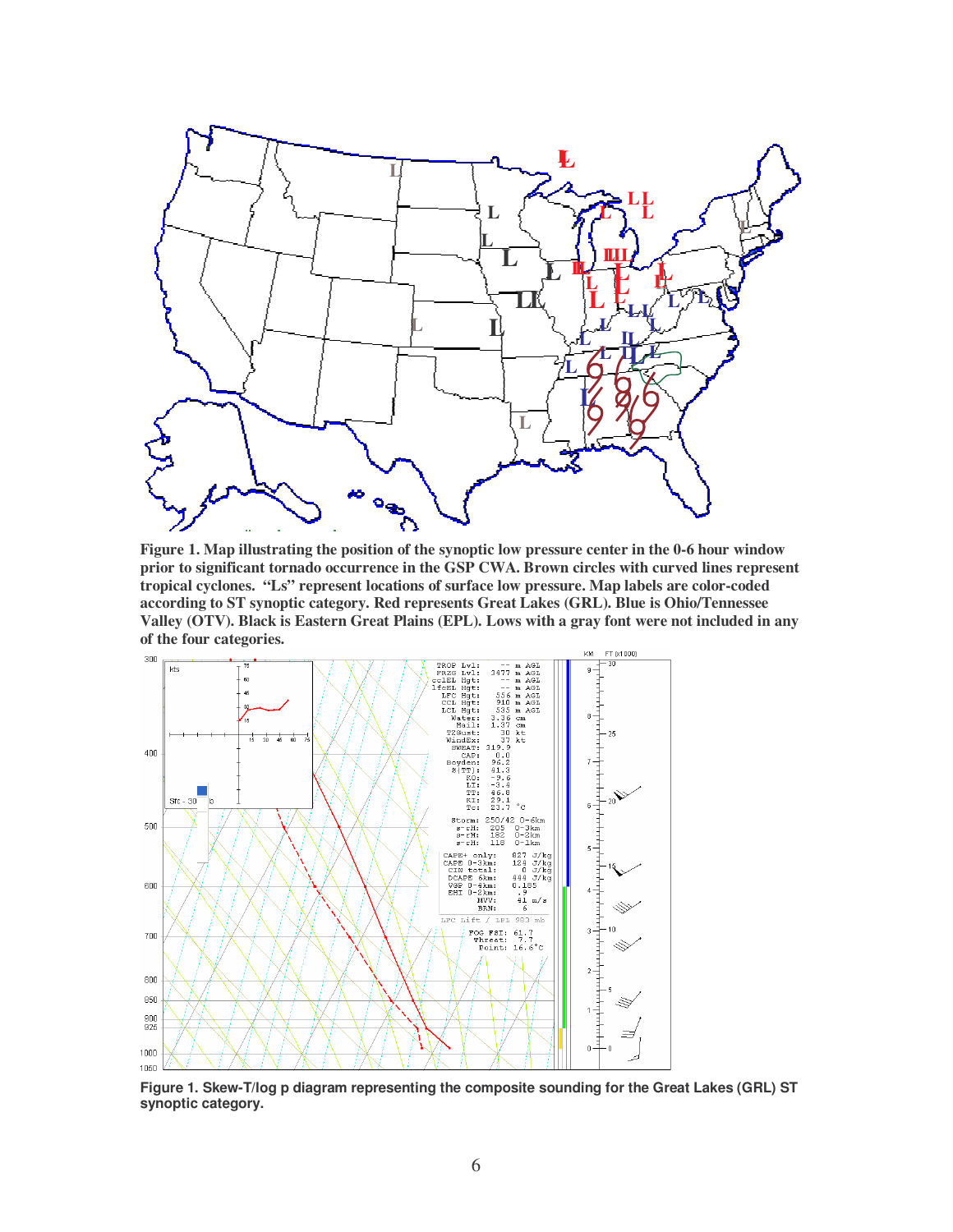**Figure 1. Map illustrating the position of the synoptic low pressure center in the 0-6 hour window prior to significant tornado occurrence in the GSP CWA. Brown circles with curved lines represent tropical cyclones. "Ls" represent locations of surface low pressure. Map labels are color-coded according to ST synoptic category. Red represents Great Lakes (GRL). Blue is Ohio/Tennessee Valley (OTV). Black is Eastern Great Plains (EPL). Lows with a gray font were not included in any of the four categories.**

**Figure 1. Skew-T/log p diagram representing the composite sounding for the Great Lakes (GRL) ST synoptic category.**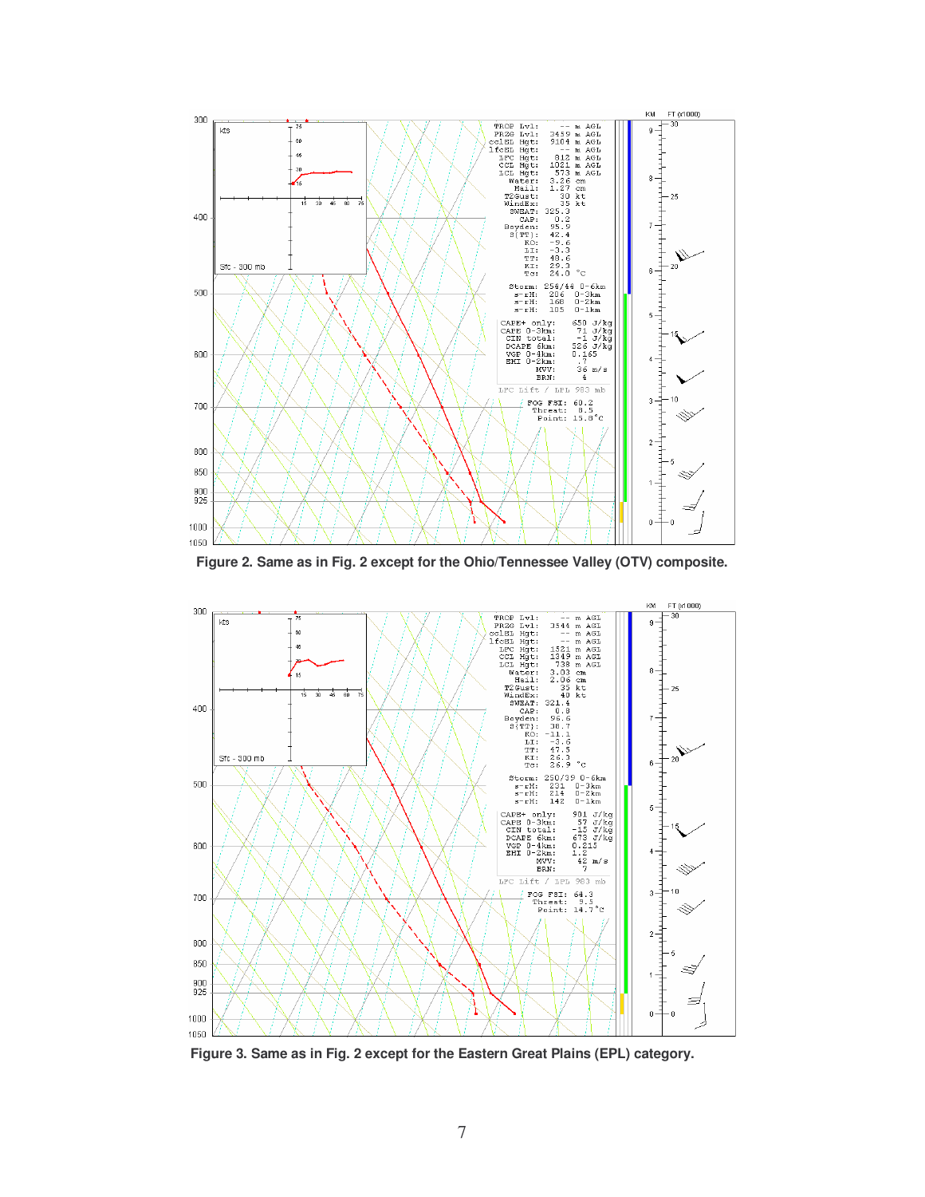Figure 2. Same as in Fig. 2 except for the Ohio/Tennessee Valley (OTV) composite.

Figure 3. Same as in Fig. 2 except for the Eastern Great Plains (EPL) category.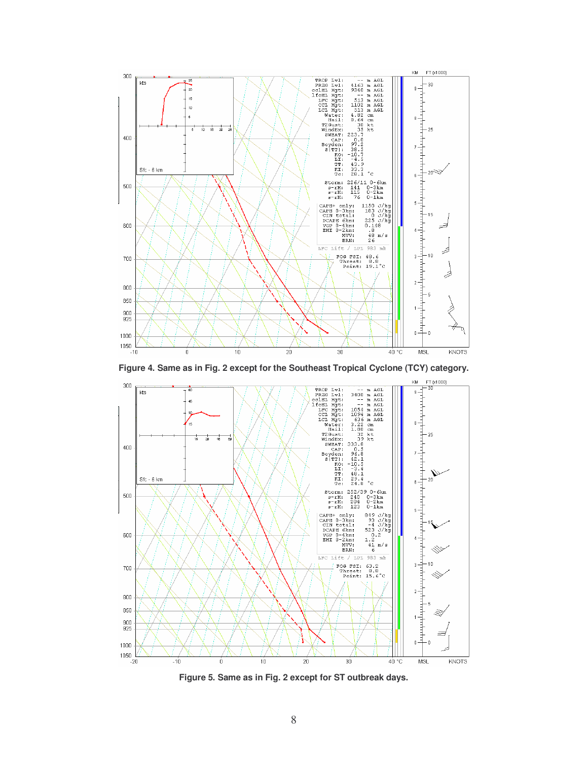Figure 4. Same as in Fig. 2 except for the Southeast Tropical Cyclone (TCY) category.

Figure 5. Same as in Fig. 2 except for ST outbreak days.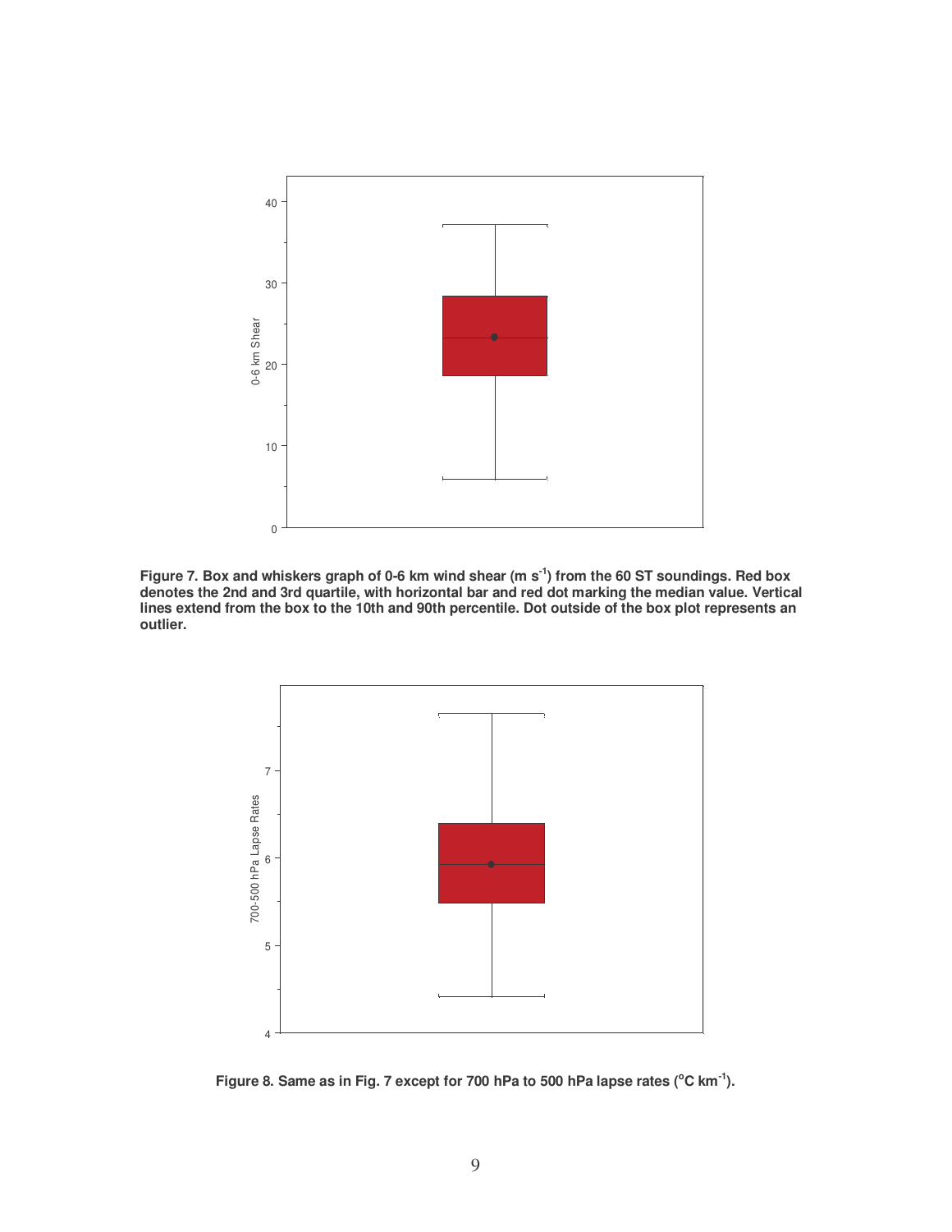**Figure 7. Box and whiskers graph of 0-6 km wind shear (m s$^{-1}$) from the 60 ST soundings. Red box denotes the 2nd and 3rd quartile, with horizontal bar and red dot marking the median value. Vertical lines extend from the box to the 10th and 90th percentile. Dot outside of the box plot represents an outlier.**

**Figure 8. Same as in Fig. 7 except for 700 hPa to 500 hPa lapse rates ($^{o}$C km$^{-1}$).**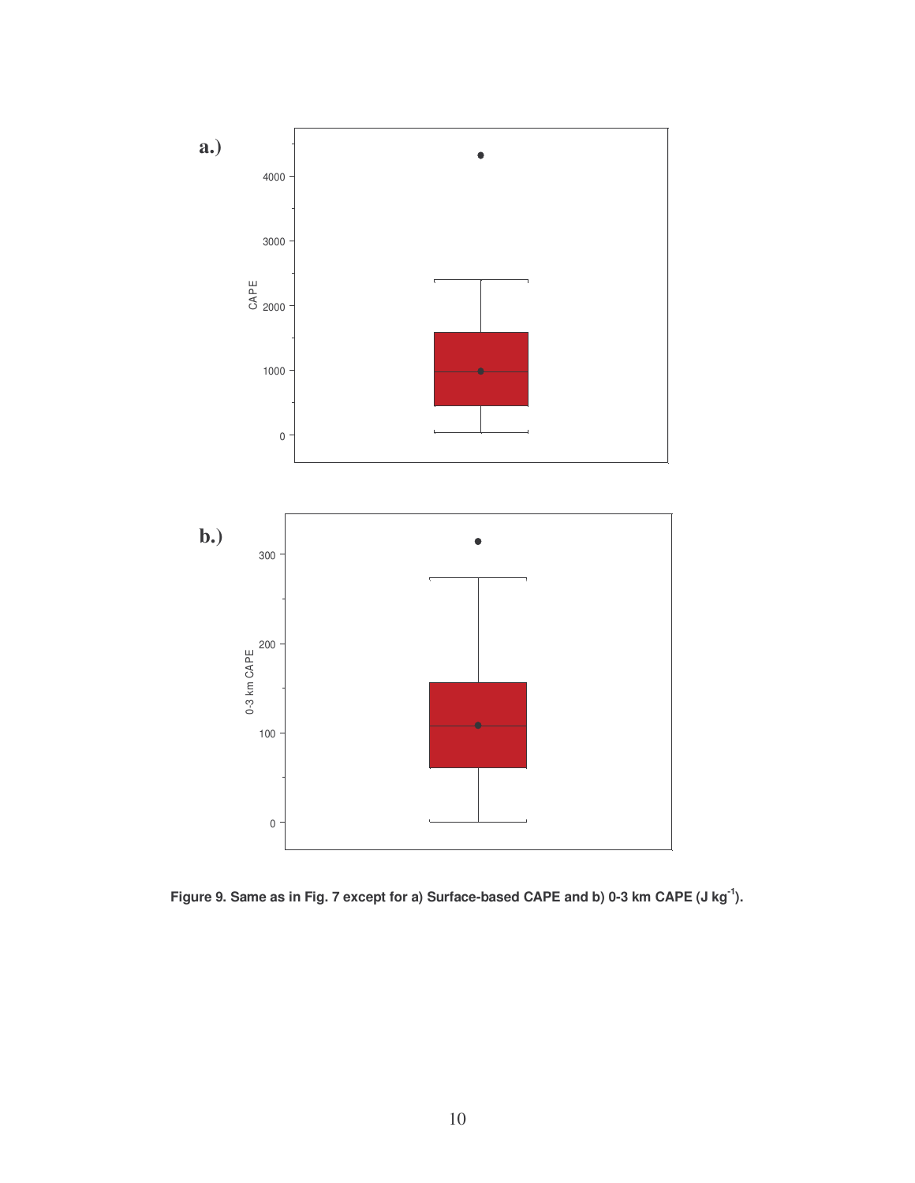**Figure 9. Same as in Fig. 7 except for a) Surface-based CAPE and b) 0-3 km CAPE (J kg$^{-1}$).**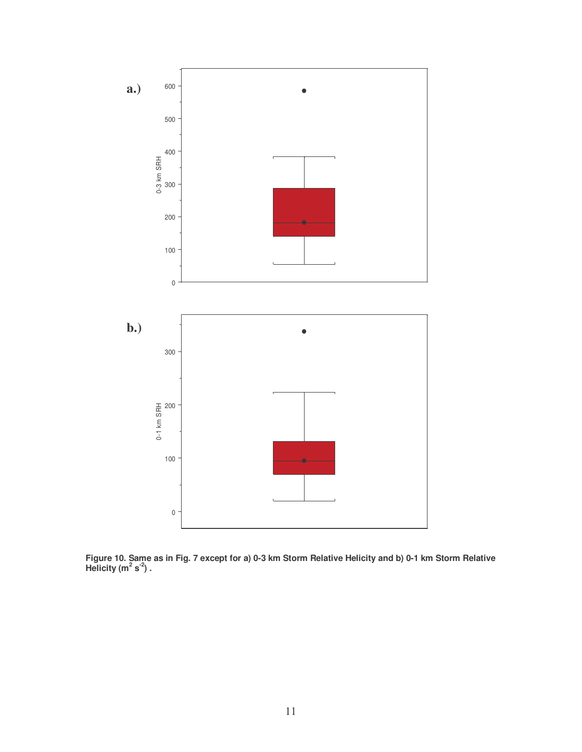**Figure 10. Same as in Fig. 7 except for a) 0-3 km Storm Relative Helicity and b) 0-1 km Storm Relative Helicity ($m^2 s^{-2}$) .**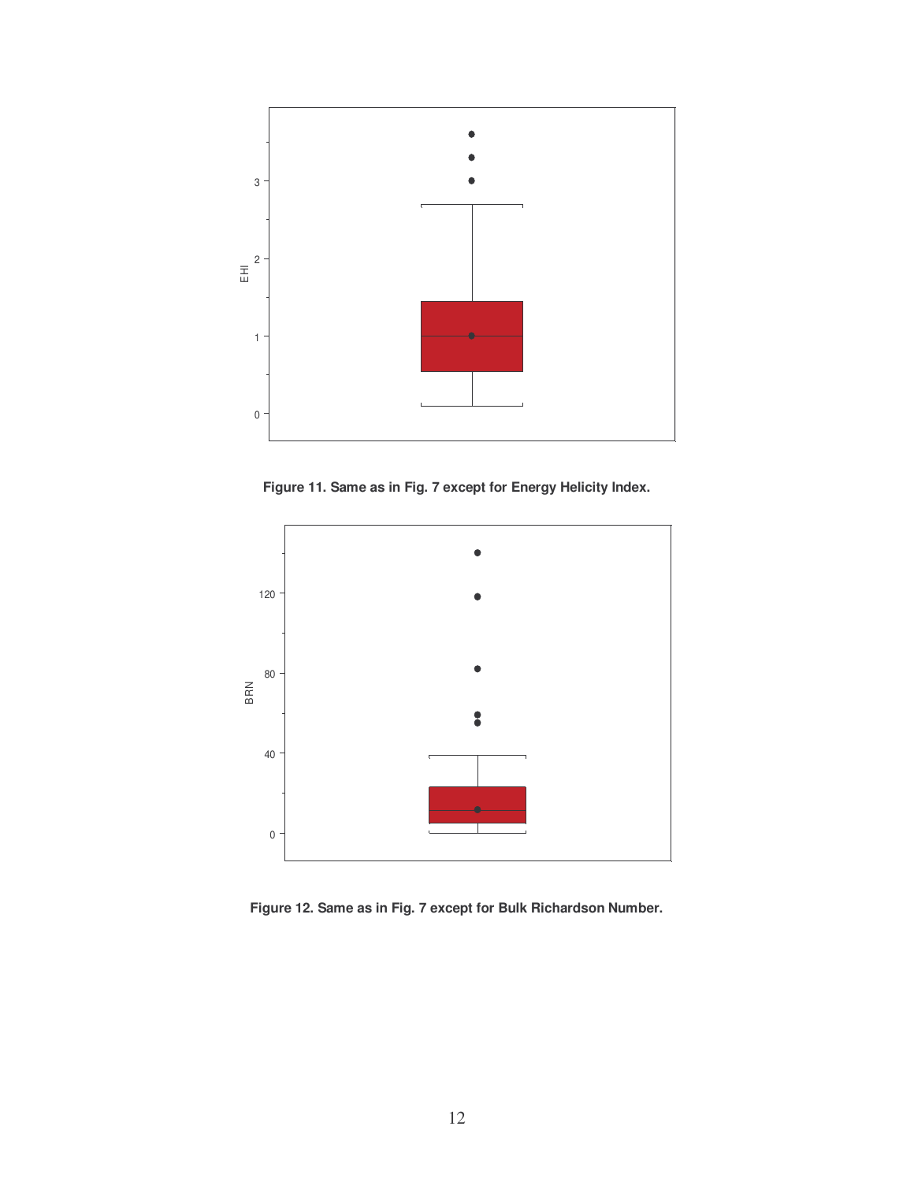**Figure 11. Same as in Fig. 7 except for Energy Helicity Index.**

**Figure 12. Same as in Fig. 7 except for Bulk Richardson Number.**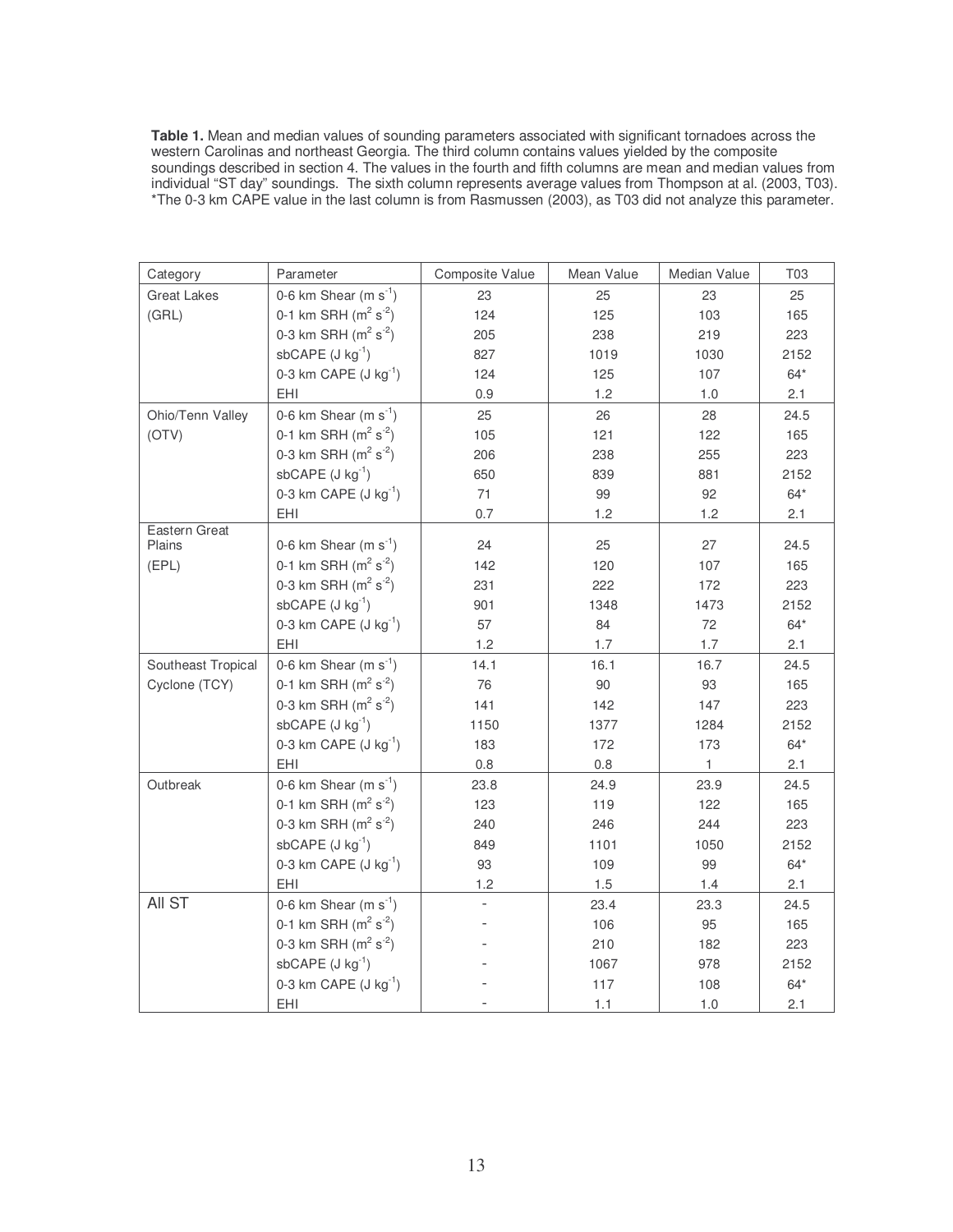**Table 1.** Mean and median values of sounding parameters associated with significant tornadoes across the western Carolinas and northeast Georgia. The third column contains values yielded by the composite soundings described in section 4. The values in the fourth and fifth columns are mean and median values from individual "ST day" soundings. The sixth column represents average values from Thompson at al. (2003, T03). *The 0-3 km CAPE value in the last column is from Rasmussen (2003), as T03 did not analyze this parameter.

| Category | Parameter | Composite Value | Mean Value | Median Value | T03 |
|---|---|---|---|---|---|
| Great Lakes | 0-6 km Shear ($m\ s^{-1}$) | 23 | 25 | 23 | 25 |
| (GRL) | 0-1 km SRH ($m^2\ s^{-2}$) | 124 | 125 | 103 | 165 |
| | 0-3 km SRH ($m^2\ s^{-2}$) | 205 | 238 | 219 | 223 |
| | sbCAPE ($J\ kg^{-1}$) | 827 | 1019 | 1030 | 2152 |
| | 0-3 km CAPE ($J\ kg^{-1}$) | 124 | 125 | 107 | 64* |
| | EHI | 0.9 | 1.2 | 1.0 | 2.1 |
| Ohio/Tenn Valley | 0-6 km Shear ($m\ s^{-1}$) | 25 | 26 | 28 | 24.5 |
| (OTV) | 0-1 km SRH ($m^2\ s^{-2}$) | 105 | 121 | 122 | 165 |
| | 0-3 km SRH ($m^2\ s^{-2}$) | 206 | 238 | 255 | 223 |
| | sbCAPE ($J\ kg^{-1}$) | 650 | 839 | 881 | 2152 |
| | 0-3 km CAPE ($J\ kg^{-1}$) | 71 | 99 | 92 | 64* |
| | EHI | 0.7 | 1.2 | 1.2 | 2.1 |
| Eastern Great Plains | 0-6 km Shear ($m\ s^{-1}$) | 24 | 25 | 27 | 24.5 |
| (EPL) | 0-1 km SRH ($m^2\ s^{-2}$) | 142 | 120 | 107 | 165 |
| | 0-3 km SRH ($m^2\ s^{-2}$) | 231 | 222 | 172 | 223 |
| | sbCAPE ($J\ kg^{-1}$) | 901 | 1348 | 1473 | 2152 |
| | 0-3 km CAPE ($J\ kg^{-1}$) | 57 | 84 | 72 | 64* |
| | EHI | 1.2 | 1.7 | 1.7 | 2.1 |
| Southeast Tropical | 0-6 km Shear ($m\ s^{-1}$) | 14.1 | 16.1 | 16.7 | 24.5 |
| Cyclone (TCY) | 0-1 km SRH ($m^2\ s^{-2}$) | 76 | 90 | 93 | 165 |
| | 0-3 km SRH ($m^2\ s^{-2}$) | 141 | 142 | 147 | 223 |
| | sbCAPE ($J\ kg^{-1}$) | 1150 | 1377 | 1284 | 2152 |
| | 0-3 km CAPE ($J\ kg^{-1}$) | 183 | 172 | 173 | 64* |
| | EHI | 0.8 | 0.8 | 1 | 2.1 |
| Outbreak | 0-6 km Shear ($m\ s^{-1}$) | 23.8 | 24.9 | 23.9 | 24.5 |
| | 0-1 km SRH ($m^2\ s^{-2}$) | 123 | 119 | 122 | 165 |
| | 0-3 km SRH ($m^2\ s^{-2}$) | 240 | 246 | 244 | 223 |
| | sbCAPE ($J\ kg^{-1}$) | 849 | 1101 | 1050 | 2152 |
| | 0-3 km CAPE ($J\ kg^{-1}$) | 93 | 109 | 99 | 64* |
| | EHI | 1.2 | 1.5 | 1.4 | 2.1 |
| All ST | 0-6 km Shear ($m\ s^{-1}$) | - | 23.4 | 23.3 | 24.5 |
| | 0-1 km SRH ($m^2\ s^{-2}$) | - | 106 | 95 | 165 |
| | 0-3 km SRH ($m^2\ s^{-2}$) | - | 210 | 182 | 223 |
| | sbCAPE ($J\ kg^{-1}$) | - | 1067 | 978 | 2152 |
| | 0-3 km CAPE ($J\ kg^{-1}$) | - | 117 | 108 | 64* |
| | EHI | - | 1.1 | 1.0 | 2.1 |